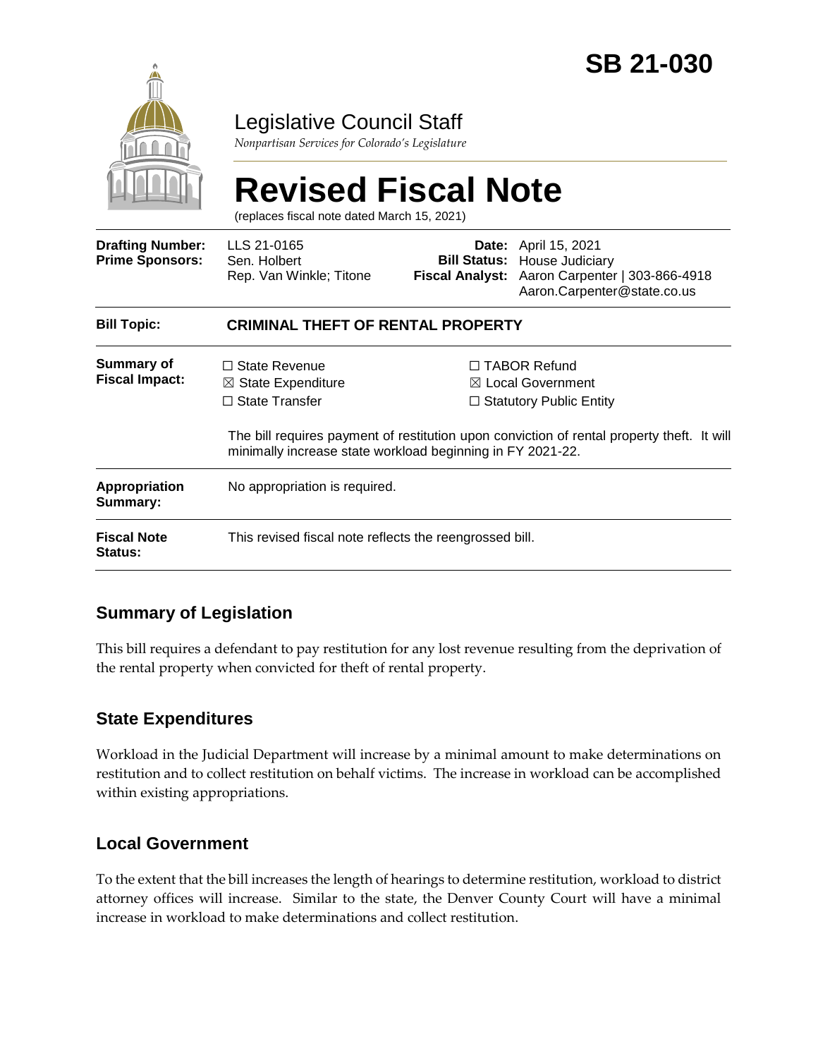# SB 21-030

Legislative Council Staff

*Nonpartisan Services for Colorado's Legislature*

# Revised Fiscal Note

(replaces fiscal note dated March 15, 2021)

| | | | |
|---|---|---|---|
| **Drafting Number:** | LLS 21-0165 | **Date:** | April 15, 2021 |
| **Prime Sponsors:** | Sen. Holbert<br>Rep. Van Winkle; Titone | **Bill Status:** | House Judiciary |
| | | **Fiscal Analyst:** | Aaron Carpenter \| 303-866-4918<br>Aaron.Carpenter@state.co.us |

| | |
|---|---|
| **Bill Topic:** | **CRIMINAL THEFT OF RENTAL PROPERTY** |
| **Summary of Fiscal Impact:** | ☐ State Revenue<br>☒ State Expenditure<br>☐ State Transfer<br>☐ TABOR Refund<br>☒ Local Government<br>☐ Statutory Public Entity<br><br>The bill requires payment of restitution upon conviction of rental property theft. It will minimally increase state workload beginning in FY 2021-22. |
| **Appropriation Summary:** | No appropriation is required. |
| **Fiscal Note Status:** | This revised fiscal note reflects the reengrossed bill. |

## Summary of Legislation

This bill requires a defendant to pay restitution for any lost revenue resulting from the deprivation of the rental property when convicted for theft of rental property.

## State Expenditures

Workload in the Judicial Department will increase by a minimal amount to make determinations on restitution and to collect restitution on behalf victims. The increase in workload can be accomplished within existing appropriations.

## Local Government

To the extent that the bill increases the length of hearings to determine restitution, workload to district attorney offices will increase. Similar to the state, the Denver County Court will have a minimal increase in workload to make determinations and collect restitution.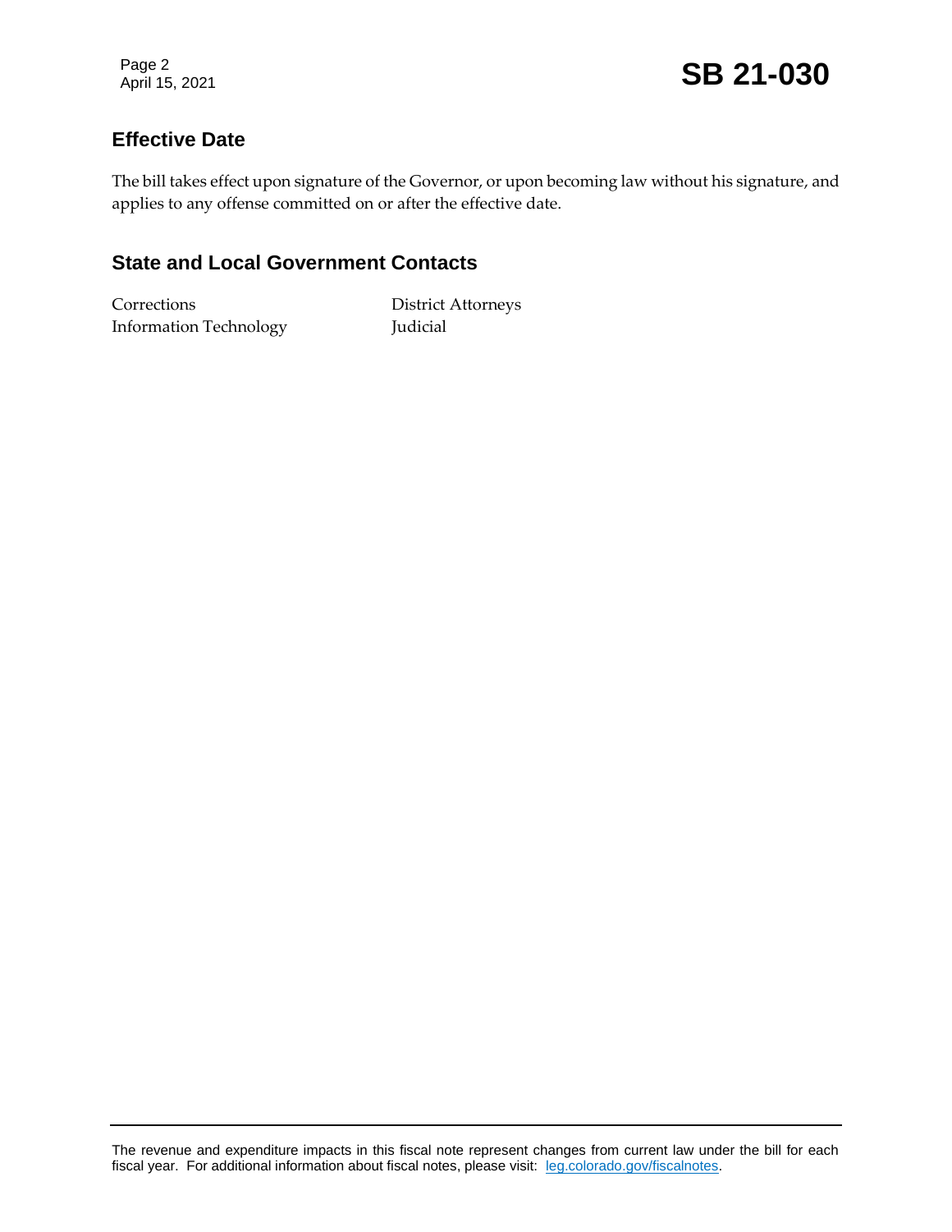## Effective Date

The bill takes effect upon signature of the Governor, or upon becoming law without his signature, and applies to any offense committed on or after the effective date.

## State and Local Government Contacts

| | |
|---|---|
| Corrections | District Attorneys |
| Information Technology | Judicial |

The revenue and expenditure impacts in this fiscal note represent changes from current law under the bill for each fiscal year. For additional information about fiscal notes, please visit: leg.colorado.gov/fiscalnotes.